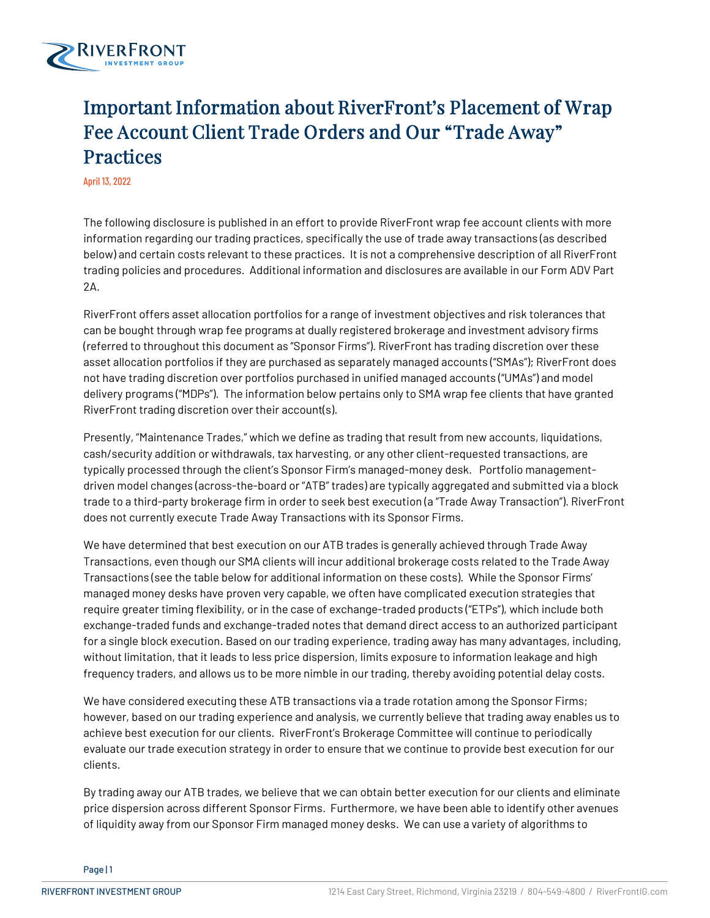# Important Information about RiverFront's Placement of Wrap Fee Account Client Trade Orders and Our "Trade Away" Practices

April 13, 2022

The following disclosure is published in an effort to provide RiverFront wrap fee account clients with more information regarding our trading practices, specifically the use of trade away transactions (as described below) and certain costs relevant to these practices. It is not a comprehensive description of all RiverFront trading policies and procedures. Additional information and disclosures are available in our Form ADV Part 2A.

RiverFront offers asset allocation portfolios for a range of investment objectives and risk tolerances that can be bought through wrap fee programs at dually registered brokerage and investment advisory firms (referred to throughout this document as "Sponsor Firms"). RiverFront has trading discretion over these asset allocation portfolios if they are purchased as separately managed accounts ("SMAs"); RiverFront does not have trading discretion over portfolios purchased in unified managed accounts ("UMAs") and model delivery programs ("MDPs"). The information below pertains only to SMA wrap fee clients that have granted RiverFront trading discretion over their account(s).

Presently, "Maintenance Trades," which we define as trading that result from new accounts, liquidations, cash/security addition or withdrawals, tax harvesting, or any other client-requested transactions, are typically processed through the client's Sponsor Firm's managed-money desk. Portfolio management-driven model changes (across-the-board or "ATB" trades) are typically aggregated and submitted via a block trade to a third-party brokerage firm in order to seek best execution (a "Trade Away Transaction"). RiverFront does not currently execute Trade Away Transactions with its Sponsor Firms.

We have determined that best execution on our ATB trades is generally achieved through Trade Away Transactions, even though our SMA clients will incur additional brokerage costs related to the Trade Away Transactions (see the table below for additional information on these costs). While the Sponsor Firms' managed money desks have proven very capable, we often have complicated execution strategies that require greater timing flexibility, or in the case of exchange-traded products ("ETPs"), which include both exchange-traded funds and exchange-traded notes that demand direct access to an authorized participant for a single block execution. Based on our trading experience, trading away has many advantages, including, without limitation, that it leads to less price dispersion, limits exposure to information leakage and high frequency traders, and allows us to be more nimble in our trading, thereby avoiding potential delay costs.

We have considered executing these ATB transactions via a trade rotation among the Sponsor Firms; however, based on our trading experience and analysis, we currently believe that trading away enables us to achieve best execution for our clients. RiverFront's Brokerage Committee will continue to periodically evaluate our trade execution strategy in order to ensure that we continue to provide best execution for our clients.

By trading away our ATB trades, we believe that we can obtain better execution for our clients and eliminate price dispersion across different Sponsor Firms. Furthermore, we have been able to identify other avenues of liquidity away from our Sponsor Firm managed money desks. We can use a variety of algorithms to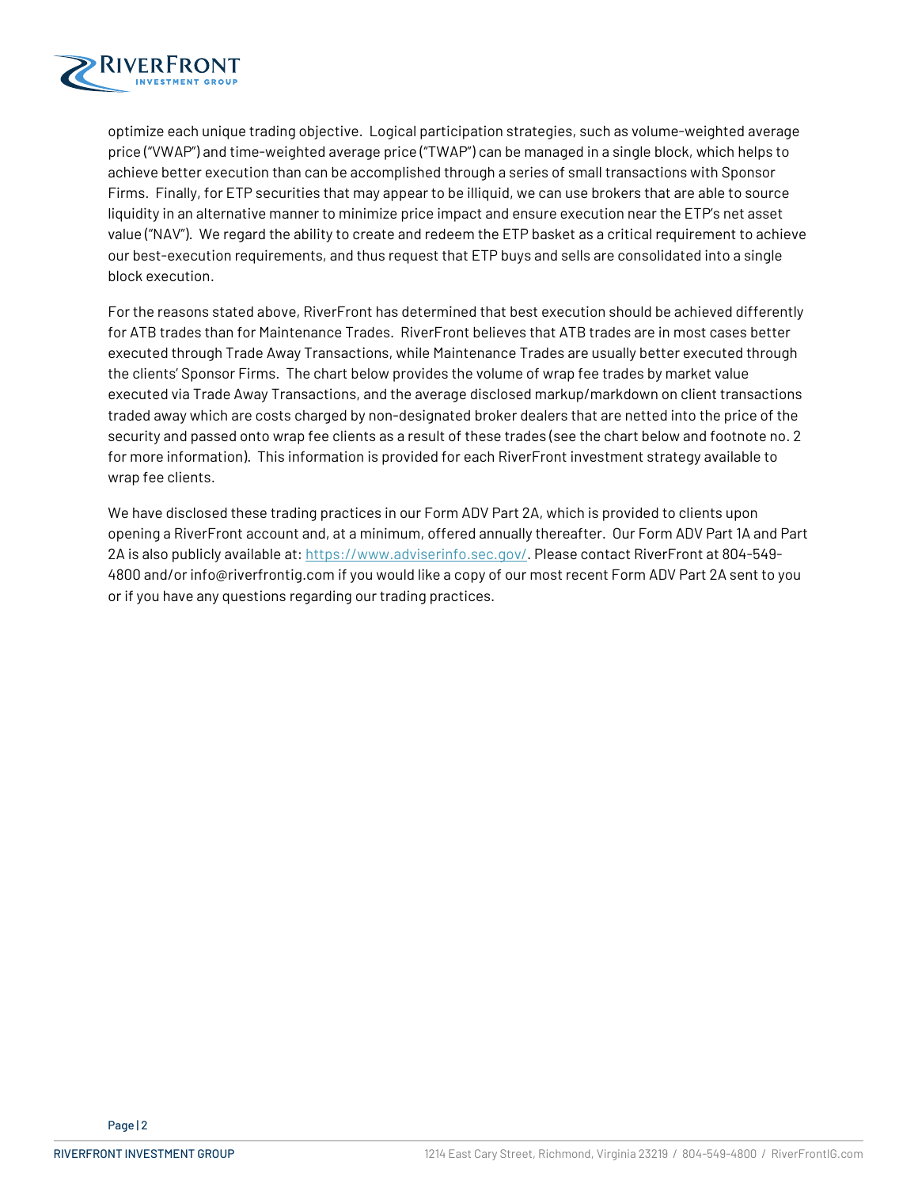optimize each unique trading objective. Logical participation strategies, such as volume-weighted average price ("VWAP") and time-weighted average price ("TWAP") can be managed in a single block, which helps to achieve better execution than can be accomplished through a series of small transactions with Sponsor Firms. Finally, for ETP securities that may appear to be illiquid, we can use brokers that are able to source liquidity in an alternative manner to minimize price impact and ensure execution near the ETP's net asset value ("NAV"). We regard the ability to create and redeem the ETP basket as a critical requirement to achieve our best-execution requirements, and thus request that ETP buys and sells are consolidated into a single block execution.

For the reasons stated above, RiverFront has determined that best execution should be achieved differently for ATB trades than for Maintenance Trades. RiverFront believes that ATB trades are in most cases better executed through Trade Away Transactions, while Maintenance Trades are usually better executed through the clients' Sponsor Firms. The chart below provides the volume of wrap fee trades by market value executed via Trade Away Transactions, and the average disclosed markup/markdown on client transactions traded away which are costs charged by non-designated broker dealers that are netted into the price of the security and passed onto wrap fee clients as a result of these trades (see the chart below and footnote no. 2 for more information). This information is provided for each RiverFront investment strategy available to wrap fee clients.

We have disclosed these trading practices in our Form ADV Part 2A, which is provided to clients upon opening a RiverFront account and, at a minimum, offered annually thereafter. Our Form ADV Part 1A and Part 2A is also publicly available at: [https://www.adviserinfo.sec.gov/](https://www.adviserinfo.sec.gov/). Please contact RiverFront at 804-549-4800 and/or info@riverfrontig.com if you would like a copy of our most recent Form ADV Part 2A sent to you or if you have any questions regarding our trading practices.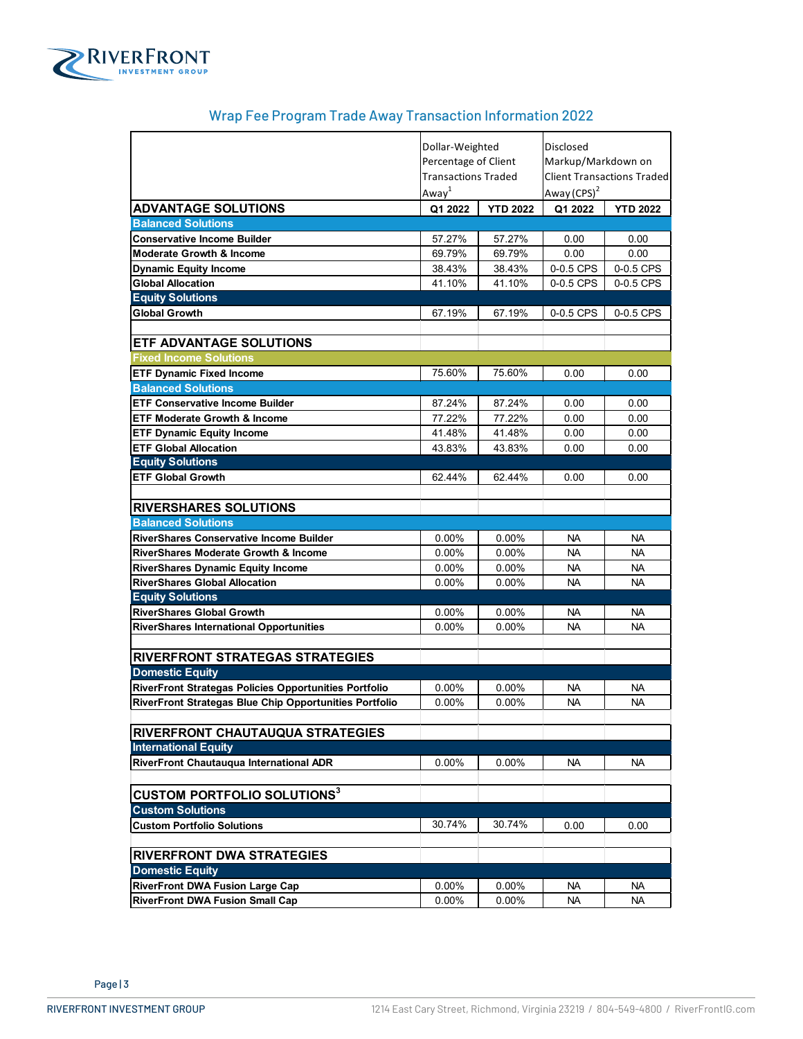## Wrap Fee Program Trade Away Transaction Information 2022

| | Dollar-Weighted Percentage of Client Transactions Traded Away[1] | | Disclosed Markup/Markdown on Client Transactions Traded Away (CPS)[2] | |
|---|---|---|---|---|
| **ADVANTAGE SOLUTIONS** | **Q1 2022** | **YTD 2022** | **Q1 2022** | **YTD 2022** |
| **Balanced Solutions** | | | | |
| **Conservative Income Builder** | 57.27% | 57.27% | 0.00 | 0.00 |
| **Moderate Growth & Income** | 69.79% | 69.79% | 0.00 | 0.00 |
| **Dynamic Equity Income** | 38.43% | 38.43% | 0-0.5 CPS | 0-0.5 CPS |
| **Global Allocation** | 41.10% | 41.10% | 0-0.5 CPS | 0-0.5 CPS |
| **Equity Solutions** | | | | |
| **Global Growth** | 67.19% | 67.19% | 0-0.5 CPS | 0-0.5 CPS |
| | | | | |
| **ETF ADVANTAGE SOLUTIONS** | | | | |
| **Fixed Income Solutions** | | | | |
| **ETF Dynamic Fixed Income** | 75.60% | 75.60% | 0.00 | 0.00 |
| **Balanced Solutions** | | | | |
| **ETF Conservative Income Builder** | 87.24% | 87.24% | 0.00 | 0.00 |
| **ETF Moderate Growth & Income** | 77.22% | 77.22% | 0.00 | 0.00 |
| **ETF Dynamic Equity Income** | 41.48% | 41.48% | 0.00 | 0.00 |
| **ETF Global Allocation** | 43.83% | 43.83% | 0.00 | 0.00 |
| **Equity Solutions** | | | | |
| **ETF Global Growth** | 62.44% | 62.44% | 0.00 | 0.00 |
| | | | | |
| **RIVERSHARES SOLUTIONS** | | | | |
| **Balanced Solutions** | | | | |
| **RiverShares Conservative Income Builder** | 0.00% | 0.00% | NA | NA |
| **RiverShares Moderate Growth & Income** | 0.00% | 0.00% | NA | NA |
| **RiverShares Dynamic Equity Income** | 0.00% | 0.00% | NA | NA |
| **RiverShares Global Allocation** | 0.00% | 0.00% | NA | NA |
| **Equity Solutions** | | | | |
| **RiverShares Global Growth** | 0.00% | 0.00% | NA | NA |
| **RiverShares International Opportunities** | 0.00% | 0.00% | NA | NA |
| | | | | |
| **RIVERFRONT STRATEGAS STRATEGIES** | | | | |
| **Domestic Equity** | | | | |
| **RiverFront Strategas Policies Opportunities Portfolio** | 0.00% | 0.00% | NA | NA |
| **RiverFront Strategas Blue Chip Opportunities Portfolio** | 0.00% | 0.00% | NA | NA |
| | | | | |
| **RIVERFRONT CHAUTAUQUA STRATEGIES** | | | | |
| **International Equity** | | | | |
| **RiverFront Chautauqua International ADR** | 0.00% | 0.00% | NA | NA |
| | | | | |
| **CUSTOM PORTFOLIO SOLUTIONS[3]** | | | | |
| **Custom Solutions** | | | | |
| **Custom Portfolio Solutions** | 30.74% | 30.74% | 0.00 | 0.00 |
| | | | | |
| **RIVERFRONT DWA STRATEGIES** | | | | |
| **Domestic Equity** | | | | |
| **RiverFront DWA Fusion Large Cap** | 0.00% | 0.00% | NA | NA |
| **RiverFront DWA Fusion Small Cap** | 0.00% | 0.00% | NA | NA |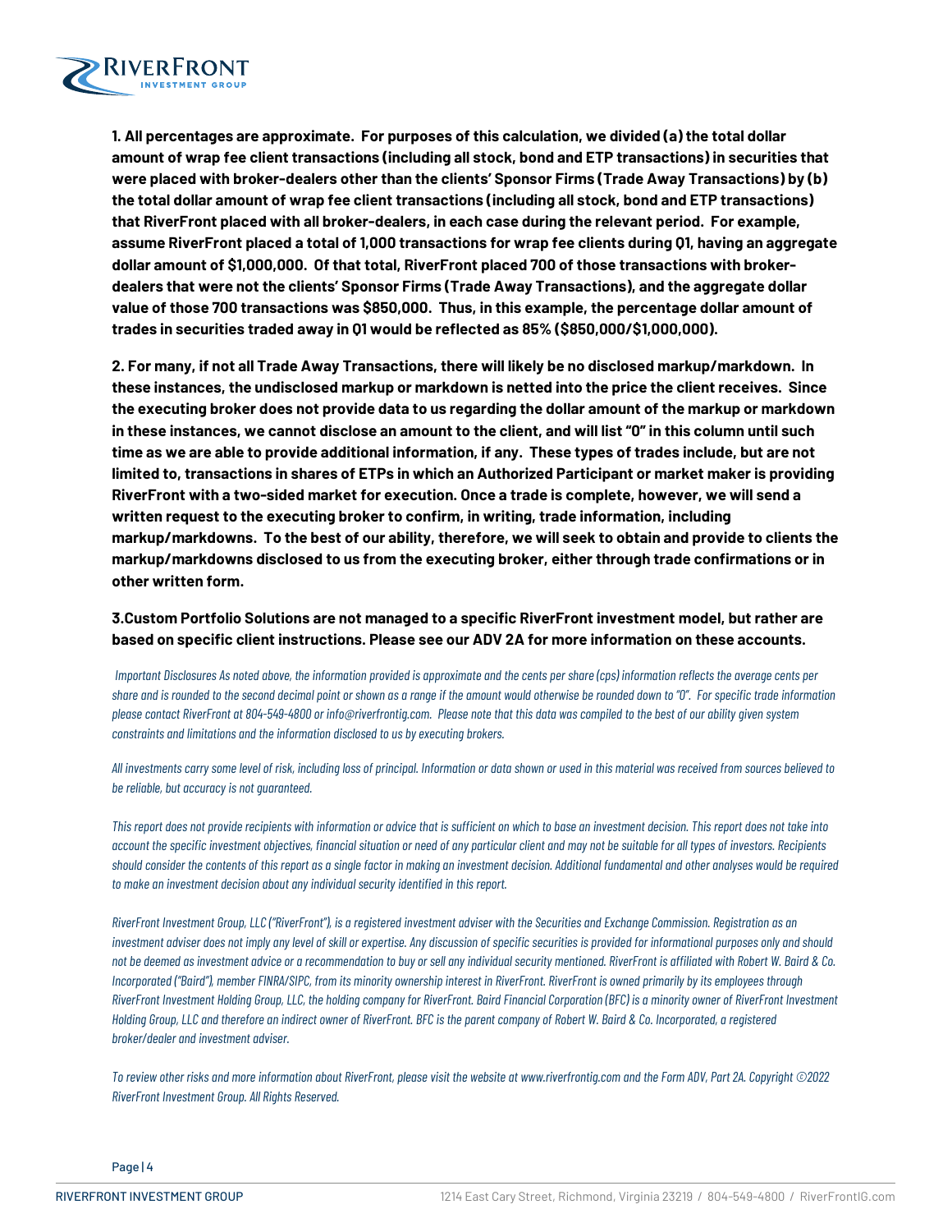**1. All percentages are approximate. For purposes of this calculation, we divided (a) the total dollar amount of wrap fee client transactions (including all stock, bond and ETP transactions) in securities that were placed with broker-dealers other than the clients' Sponsor Firms (Trade Away Transactions) by (b) the total dollar amount of wrap fee client transactions (including all stock, bond and ETP transactions) that RiverFront placed with all broker-dealers, in each case during the relevant period. For example, assume RiverFront placed a total of 1,000 transactions for wrap fee clients during Q1, having an aggregate dollar amount of $1,000,000. Of that total, RiverFront placed 700 of those transactions with broker-dealers that were not the clients' Sponsor Firms (Trade Away Transactions), and the aggregate dollar value of those 700 transactions was $850,000. Thus, in this example, the percentage dollar amount of trades in securities traded away in Q1 would be reflected as 85% ($850,000/$1,000,000).**

**2. For many, if not all Trade Away Transactions, there will likely be no disclosed markup/markdown. In these instances, the undisclosed markup or markdown is netted into the price the client receives. Since the executing broker does not provide data to us regarding the dollar amount of the markup or markdown in these instances, we cannot disclose an amount to the client, and will list "0" in this column until such time as we are able to provide additional information, if any. These types of trades include, but are not limited to, transactions in shares of ETPs in which an Authorized Participant or market maker is providing RiverFront with a two-sided market for execution. Once a trade is complete, however, we will send a written request to the executing broker to confirm, in writing, trade information, including markup/markdowns. To the best of our ability, therefore, we will seek to obtain and provide to clients the markup/markdowns disclosed to us from the executing broker, either through trade confirmations or in other written form.**

**3.Custom Portfolio Solutions are not managed to a specific RiverFront investment model, but rather are based on specific client instructions. Please see our ADV 2A for more information on these accounts.**

*Important Disclosures As noted above, the information provided is approximate and the cents per share (cps) information reflects the average cents per share and is rounded to the second decimal point or shown as a range if the amount would otherwise be rounded down to "0". For specific trade information please contact RiverFront at 804-549-4800 or info@riverfrontig.com. Please note that this data was compiled to the best of our ability given system constraints and limitations and the information disclosed to us by executing brokers.*

*All investments carry some level of risk, including loss of principal. Information or data shown or used in this material was received from sources believed to be reliable, but accuracy is not guaranteed.*

*This report does not provide recipients with information or advice that is sufficient on which to base an investment decision. This report does not take into account the specific investment objectives, financial situation or need of any particular client and may not be suitable for all types of investors. Recipients should consider the contents of this report as a single factor in making an investment decision. Additional fundamental and other analyses would be required to make an investment decision about any individual security identified in this report.*

*RiverFront Investment Group, LLC ("RiverFront"), is a registered investment adviser with the Securities and Exchange Commission. Registration as an investment adviser does not imply any level of skill or expertise. Any discussion of specific securities is provided for informational purposes only and should not be deemed as investment advice or a recommendation to buy or sell any individual security mentioned. RiverFront is affiliated with Robert W. Baird & Co. Incorporated ("Baird"), member FINRA/SIPC, from its minority ownership interest in RiverFront. RiverFront is owned primarily by its employees through RiverFront Investment Holding Group, LLC, the holding company for RiverFront. Baird Financial Corporation (BFC) is a minority owner of RiverFront Investment Holding Group, LLC and therefore an indirect owner of RiverFront. BFC is the parent company of Robert W. Baird & Co. Incorporated, a registered broker/dealer and investment adviser.*

*To review other risks and more information about RiverFront, please visit the website at www.riverfrontig.com and the Form ADV, Part 2A. Copyright ©2022 RiverFront Investment Group. All Rights Reserved.*